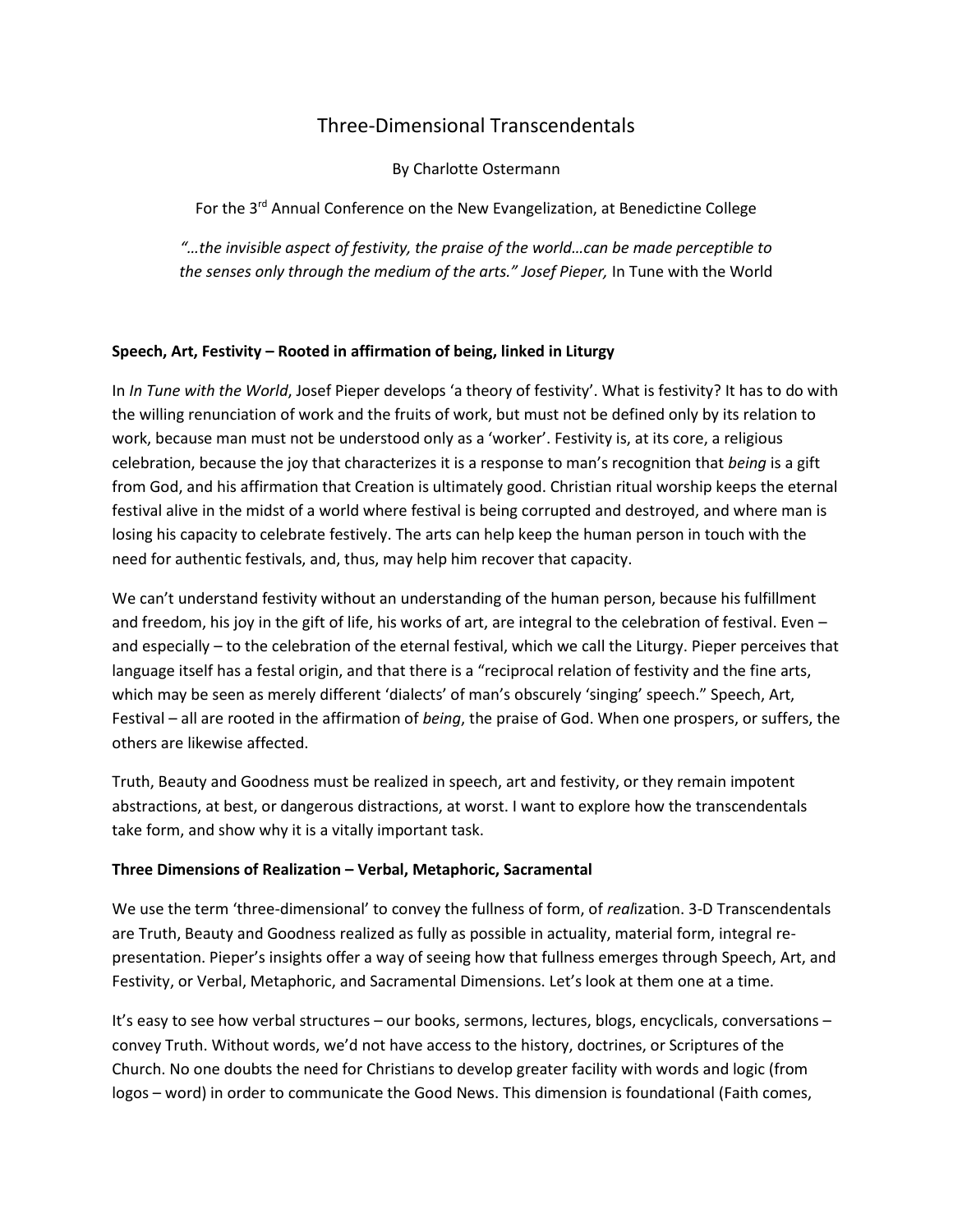# Three-Dimensional Transcendentals

By Charlotte Ostermann

For the 3rd Annual Conference on the New Evangelization, at Benedictine College

*"…the invisible aspect of festivity, the praise of the world…can be made perceptible to the senses only through the medium of the arts." Josef Pieper,* In Tune with the World

### Speech, Art, Festivity – Rooted in affirmation of being, linked in Liturgy

In *In Tune with the World*, Josef Pieper develops 'a theory of festivity'. What is festivity? It has to do with the willing renunciation of work and the fruits of work, but must not be defined only by its relation to work, because man must not be understood only as a 'worker'. Festivity is, at its core, a religious celebration, because the joy that characterizes it is a response to man's recognition that *being* is a gift from God, and his affirmation that Creation is ultimately good. Christian ritual worship keeps the eternal festival alive in the midst of a world where festival is being corrupted and destroyed, and where man is losing his capacity to celebrate festively. The arts can help keep the human person in touch with the need for authentic festivals, and, thus, may help him recover that capacity.

We can't understand festivity without an understanding of the human person, because his fulfillment and freedom, his joy in the gift of life, his works of art, are integral to the celebration of festival. Even – and especially – to the celebration of the eternal festival, which we call the Liturgy. Pieper perceives that language itself has a festal origin, and that there is a "reciprocal relation of festivity and the fine arts, which may be seen as merely different 'dialects' of man's obscurely 'singing' speech." Speech, Art, Festival – all are rooted in the affirmation of *being*, the praise of God. When one prospers, or suffers, the others are likewise affected.

Truth, Beauty and Goodness must be realized in speech, art and festivity, or they remain impotent abstractions, at best, or dangerous distractions, at worst. I want to explore how the transcendentals take form, and show why it is a vitally important task.

### Three Dimensions of Realization – Verbal, Metaphoric, Sacramental

We use the term 'three-dimensional' to convey the fullness of form, of *real*ization. 3-D Transcendentals are Truth, Beauty and Goodness realized as fully as possible in actuality, material form, integral re-presentation. Pieper's insights offer a way of seeing how that fullness emerges through Speech, Art, and Festivity, or Verbal, Metaphoric, and Sacramental Dimensions. Let's look at them one at a time.

It's easy to see how verbal structures – our books, sermons, lectures, blogs, encyclicals, conversations – convey Truth. Without words, we'd not have access to the history, doctrines, or Scriptures of the Church. No one doubts the need for Christians to develop greater facility with words and logic (from logos – word) in order to communicate the Good News. This dimension is foundational (Faith comes,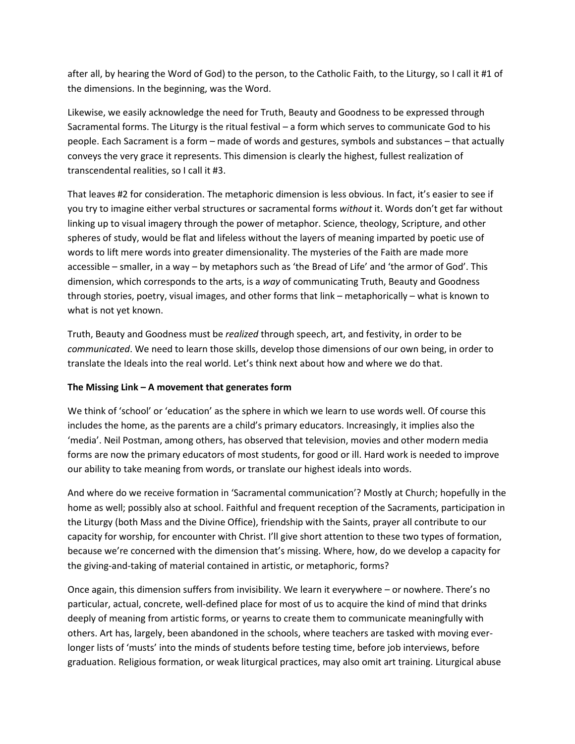after all, by hearing the Word of God) to the person, to the Catholic Faith, to the Liturgy, so I call it #1 of the dimensions. In the beginning, was the Word.

Likewise, we easily acknowledge the need for Truth, Beauty and Goodness to be expressed through Sacramental forms. The Liturgy is the ritual festival – a form which serves to communicate God to his people. Each Sacrament is a form – made of words and gestures, symbols and substances – that actually conveys the very grace it represents. This dimension is clearly the highest, fullest realization of transcendental realities, so I call it #3.

That leaves #2 for consideration. The metaphoric dimension is less obvious. In fact, it's easier to see if you try to imagine either verbal structures or sacramental forms *without* it. Words don't get far without linking up to visual imagery through the power of metaphor. Science, theology, Scripture, and other spheres of study, would be flat and lifeless without the layers of meaning imparted by poetic use of words to lift mere words into greater dimensionality. The mysteries of the Faith are made more accessible – smaller, in a way – by metaphors such as 'the Bread of Life' and 'the armor of God'. This dimension, which corresponds to the arts, is a *way* of communicating Truth, Beauty and Goodness through stories, poetry, visual images, and other forms that link – metaphorically – what is known to what is not yet known.

Truth, Beauty and Goodness must be *realized* through speech, art, and festivity, in order to be *communicated*. We need to learn those skills, develop those dimensions of our own being, in order to translate the Ideals into the real world. Let's think next about how and where we do that.

**The Missing Link – A movement that generates form**

We think of 'school' or 'education' as the sphere in which we learn to use words well. Of course this includes the home, as the parents are a child's primary educators. Increasingly, it implies also the 'media'. Neil Postman, among others, has observed that television, movies and other modern media forms are now the primary educators of most students, for good or ill. Hard work is needed to improve our ability to take meaning from words, or translate our highest ideals into words.

And where do we receive formation in 'Sacramental communication'? Mostly at Church; hopefully in the home as well; possibly also at school. Faithful and frequent reception of the Sacraments, participation in the Liturgy (both Mass and the Divine Office), friendship with the Saints, prayer all contribute to our capacity for worship, for encounter with Christ. I'll give short attention to these two types of formation, because we're concerned with the dimension that's missing. Where, how, do we develop a capacity for the giving-and-taking of material contained in artistic, or metaphoric, forms?

Once again, this dimension suffers from invisibility. We learn it everywhere – or nowhere. There's no particular, actual, concrete, well-defined place for most of us to acquire the kind of mind that drinks deeply of meaning from artistic forms, or yearns to create them to communicate meaningfully with others. Art has, largely, been abandoned in the schools, where teachers are tasked with moving ever-longer lists of 'musts' into the minds of students before testing time, before job interviews, before graduation. Religious formation, or weak liturgical practices, may also omit art training. Liturgical abuse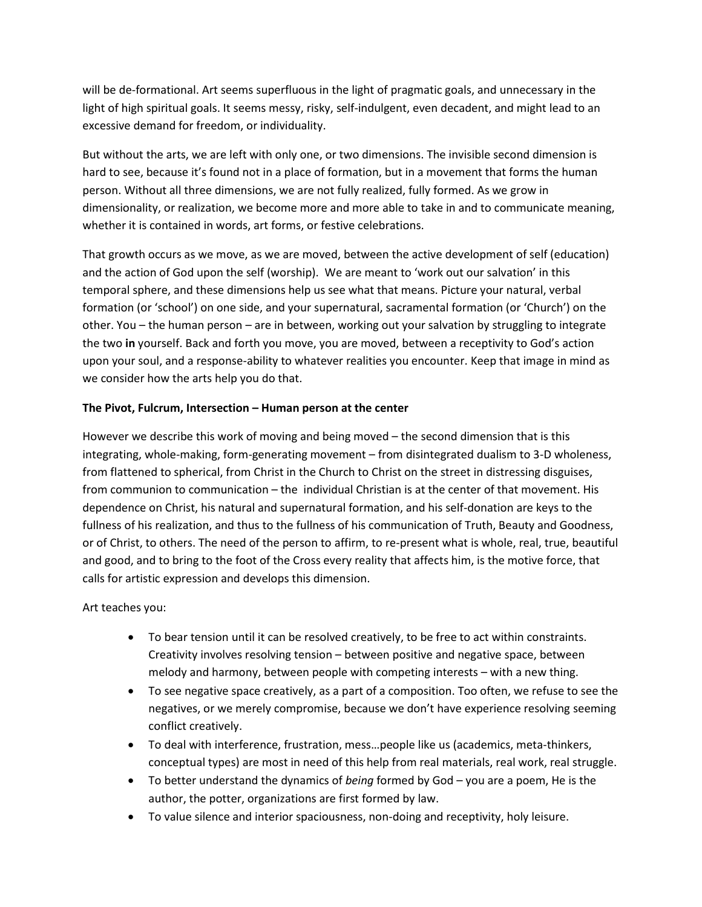will be de-formational. Art seems superfluous in the light of pragmatic goals, and unnecessary in the light of high spiritual goals. It seems messy, risky, self-indulgent, even decadent, and might lead to an excessive demand for freedom, or individuality.

But without the arts, we are left with only one, or two dimensions. The invisible second dimension is hard to see, because it's found not in a place of formation, but in a movement that forms the human person. Without all three dimensions, we are not fully realized, fully formed. As we grow in dimensionality, or realization, we become more and more able to take in and to communicate meaning, whether it is contained in words, art forms, or festive celebrations.

That growth occurs as we move, as we are moved, between the active development of self (education) and the action of God upon the self (worship). We are meant to 'work out our salvation' in this temporal sphere, and these dimensions help us see what that means. Picture your natural, verbal formation (or 'school') on one side, and your supernatural, sacramental formation (or 'Church') on the other. You – the human person – are in between, working out your salvation by struggling to integrate the two **in** yourself. Back and forth you move, you are moved, between a receptivity to God's action upon your soul, and a response-ability to whatever realities you encounter. Keep that image in mind as we consider how the arts help you do that.

**The Pivot, Fulcrum, Intersection – Human person at the center**

However we describe this work of moving and being moved – the second dimension that is this integrating, whole-making, form-generating movement – from disintegrated dualism to 3-D wholeness, from flattened to spherical, from Christ in the Church to Christ on the street in distressing disguises, from communion to communication – the individual Christian is at the center of that movement. His dependence on Christ, his natural and supernatural formation, and his self-donation are keys to the fullness of his realization, and thus to the fullness of his communication of Truth, Beauty and Goodness, or of Christ, to others. The need of the person to affirm, to re-present what is whole, real, true, beautiful and good, and to bring to the foot of the Cross every reality that affects him, is the motive force, that calls for artistic expression and develops this dimension.

Art teaches you:

- To bear tension until it can be resolved creatively, to be free to act within constraints. Creativity involves resolving tension – between positive and negative space, between melody and harmony, between people with competing interests – with a new thing.
- To see negative space creatively, as a part of a composition. Too often, we refuse to see the negatives, or we merely compromise, because we don't have experience resolving seeming conflict creatively.
- To deal with interference, frustration, mess…people like us (academics, meta-thinkers, conceptual types) are most in need of this help from real materials, real work, real struggle.
- To better understand the dynamics of *being* formed by God – you are a poem, He is the author, the potter, organizations are first formed by law.
- To value silence and interior spaciousness, non-doing and receptivity, holy leisure.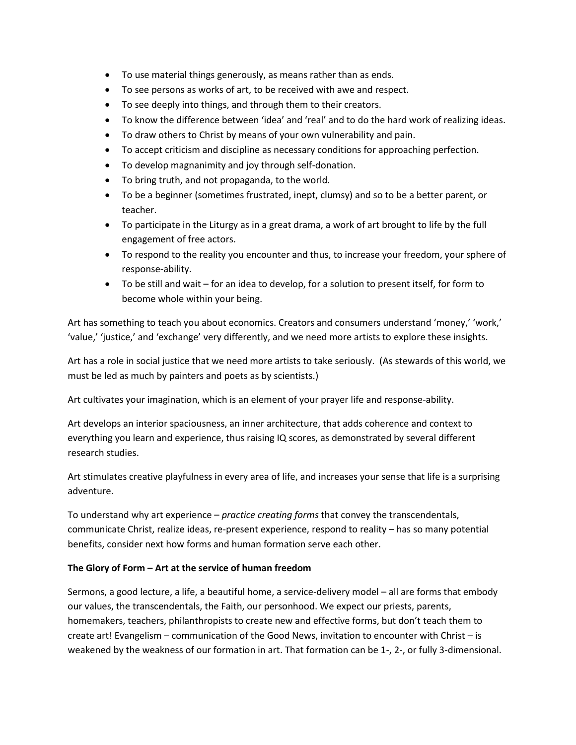- To use material things generously, as means rather than as ends.
- To see persons as works of art, to be received with awe and respect.
- To see deeply into things, and through them to their creators.
- To know the difference between 'idea' and 'real' and to do the hard work of realizing ideas.
- To draw others to Christ by means of your own vulnerability and pain.
- To accept criticism and discipline as necessary conditions for approaching perfection.
- To develop magnanimity and joy through self-donation.
- To bring truth, and not propaganda, to the world.
- To be a beginner (sometimes frustrated, inept, clumsy) and so to be a better parent, or teacher.
- To participate in the Liturgy as in a great drama, a work of art brought to life by the full engagement of free actors.
- To respond to the reality you encounter and thus, to increase your freedom, your sphere of response-ability.
- To be still and wait – for an idea to develop, for a solution to present itself, for form to become whole within your being.

Art has something to teach you about economics. Creators and consumers understand 'money,' 'work,' 'value,' 'justice,' and 'exchange' very differently, and we need more artists to explore these insights.

Art has a role in social justice that we need more artists to take seriously. (As stewards of this world, we must be led as much by painters and poets as by scientists.)

Art cultivates your imagination, which is an element of your prayer life and response-ability.

Art develops an interior spaciousness, an inner architecture, that adds coherence and context to everything you learn and experience, thus raising IQ scores, as demonstrated by several different research studies.

Art stimulates creative playfulness in every area of life, and increases your sense that life is a surprising adventure.

To understand why art experience – *practice creating forms* that convey the transcendentals, communicate Christ, realize ideas, re-present experience, respond to reality – has so many potential benefits, consider next how forms and human formation serve each other.

**The Glory of Form – Art at the service of human freedom**

Sermons, a good lecture, a life, a beautiful home, a service-delivery model – all are forms that embody our values, the transcendentals, the Faith, our personhood. We expect our priests, parents, homemakers, teachers, philanthropists to create new and effective forms, but don't teach them to create art! Evangelism – communication of the Good News, invitation to encounter with Christ – is weakened by the weakness of our formation in art. That formation can be 1-, 2-, or fully 3-dimensional.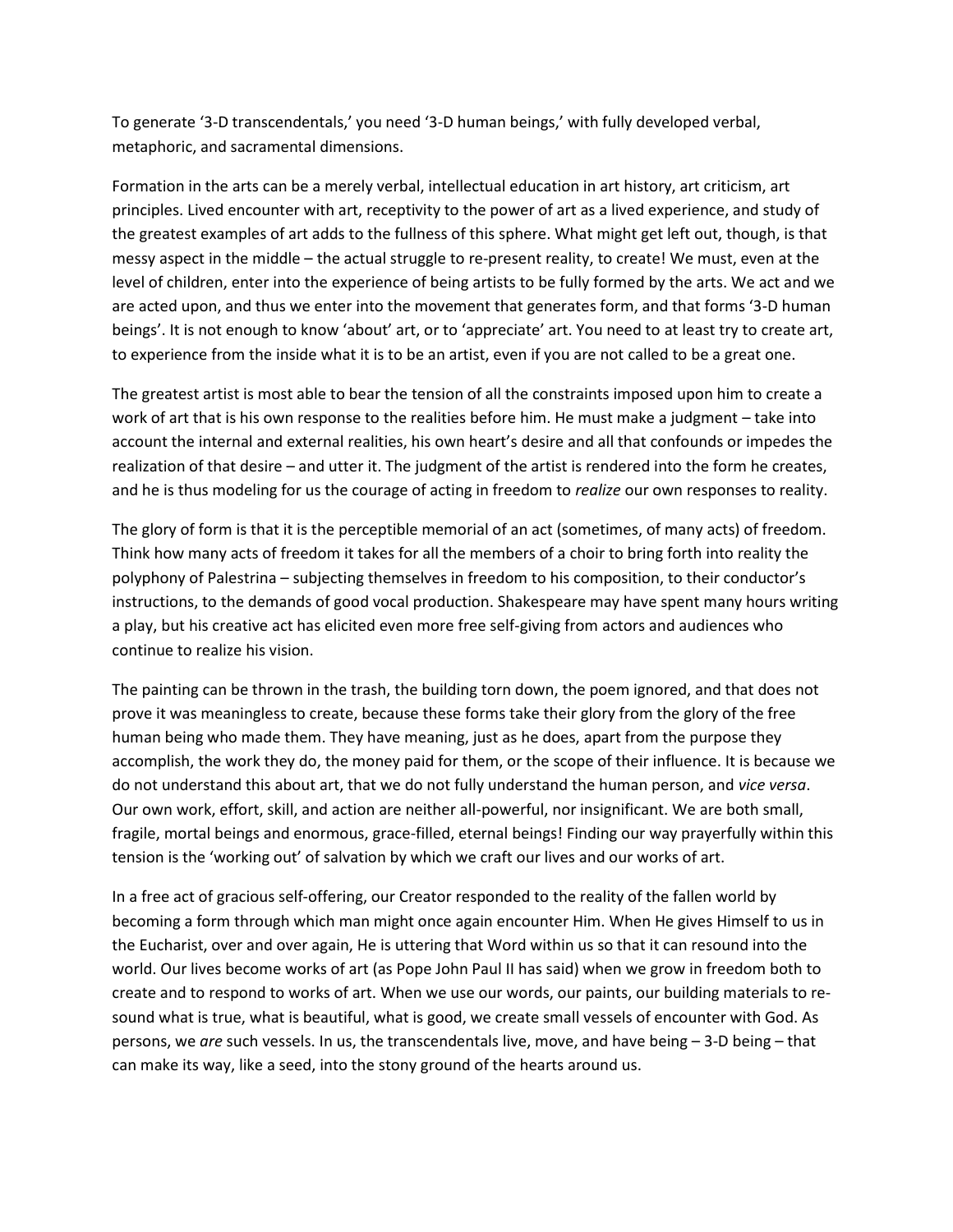To generate '3-D transcendentals,' you need '3-D human beings,' with fully developed verbal, metaphoric, and sacramental dimensions.

Formation in the arts can be a merely verbal, intellectual education in art history, art criticism, art principles. Lived encounter with art, receptivity to the power of art as a lived experience, and study of the greatest examples of art adds to the fullness of this sphere. What might get left out, though, is that messy aspect in the middle – the actual struggle to re-present reality, to create! We must, even at the level of children, enter into the experience of being artists to be fully formed by the arts. We act and we are acted upon, and thus we enter into the movement that generates form, and that forms '3-D human beings'. It is not enough to know 'about' art, or to 'appreciate' art. You need to at least try to create art, to experience from the inside what it is to be an artist, even if you are not called to be a great one.

The greatest artist is most able to bear the tension of all the constraints imposed upon him to create a work of art that is his own response to the realities before him. He must make a judgment – take into account the internal and external realities, his own heart's desire and all that confounds or impedes the realization of that desire – and utter it. The judgment of the artist is rendered into the form he creates, and he is thus modeling for us the courage of acting in freedom to *realize* our own responses to reality.

The glory of form is that it is the perceptible memorial of an act (sometimes, of many acts) of freedom. Think how many acts of freedom it takes for all the members of a choir to bring forth into reality the polyphony of Palestrina – subjecting themselves in freedom to his composition, to their conductor's instructions, to the demands of good vocal production. Shakespeare may have spent many hours writing a play, but his creative act has elicited even more free self-giving from actors and audiences who continue to realize his vision.

The painting can be thrown in the trash, the building torn down, the poem ignored, and that does not prove it was meaningless to create, because these forms take their glory from the glory of the free human being who made them. They have meaning, just as he does, apart from the purpose they accomplish, the work they do, the money paid for them, or the scope of their influence. It is because we do not understand this about art, that we do not fully understand the human person, and *vice versa*. Our own work, effort, skill, and action are neither all-powerful, nor insignificant. We are both small, fragile, mortal beings and enormous, grace-filled, eternal beings! Finding our way prayerfully within this tension is the 'working out' of salvation by which we craft our lives and our works of art.

In a free act of gracious self-offering, our Creator responded to the reality of the fallen world by becoming a form through which man might once again encounter Him. When He gives Himself to us in the Eucharist, over and over again, He is uttering that Word within us so that it can resound into the world. Our lives become works of art (as Pope John Paul II has said) when we grow in freedom both to create and to respond to works of art. When we use our words, our paints, our building materials to re-sound what is true, what is beautiful, what is good, we create small vessels of encounter with God. As persons, we *are* such vessels. In us, the transcendentals live, move, and have being – 3-D being – that can make its way, like a seed, into the stony ground of the hearts around us.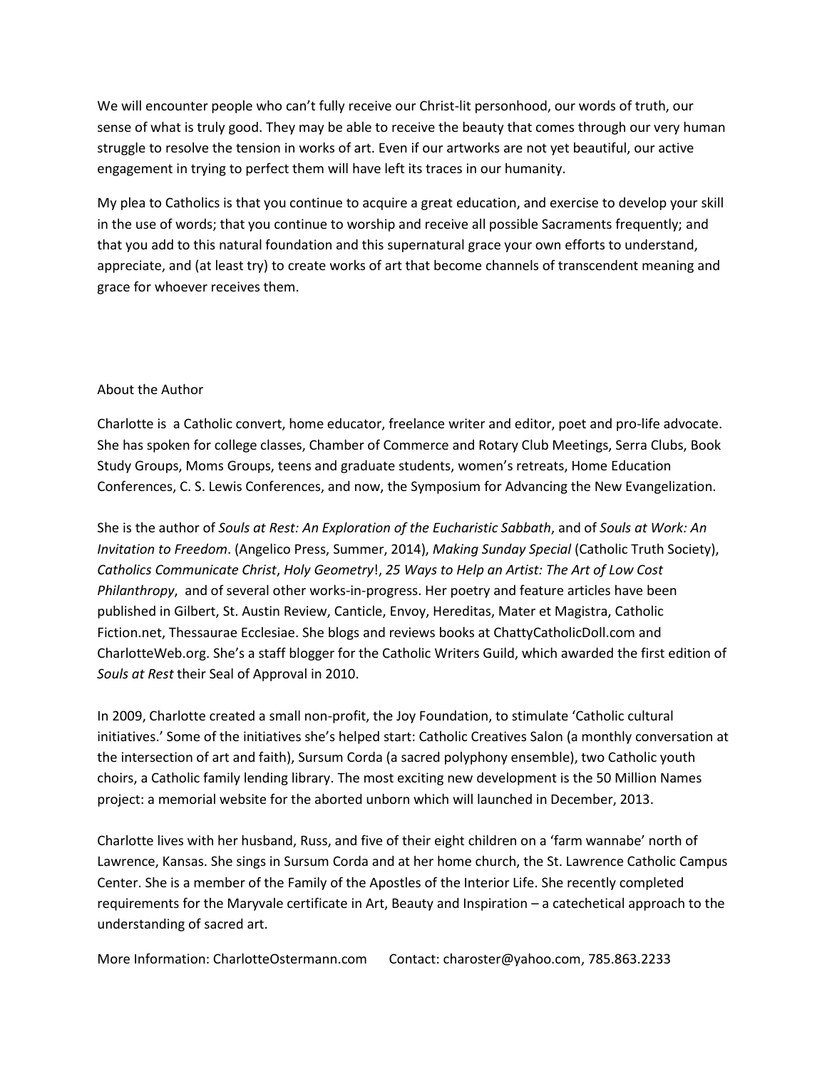We will encounter people who can't fully receive our Christ-lit personhood, our words of truth, our sense of what is truly good. They may be able to receive the beauty that comes through our very human struggle to resolve the tension in works of art. Even if our artworks are not yet beautiful, our active engagement in trying to perfect them will have left its traces in our humanity.

My plea to Catholics is that you continue to acquire a great education, and exercise to develop your skill in the use of words; that you continue to worship and receive all possible Sacraments frequently; and that you add to this natural foundation and this supernatural grace your own efforts to understand, appreciate, and (at least try) to create works of art that become channels of transcendent meaning and grace for whoever receives them.

## About the Author

Charlotte is a Catholic convert, home educator, freelance writer and editor, poet and pro-life advocate. She has spoken for college classes, Chamber of Commerce and Rotary Club Meetings, Serra Clubs, Book Study Groups, Moms Groups, teens and graduate students, women's retreats, Home Education Conferences, C. S. Lewis Conferences, and now, the Symposium for Advancing the New Evangelization.

She is the author of *Souls at Rest: An Exploration of the Eucharistic Sabbath*, and of *Souls at Work: An Invitation to Freedom*. (Angelico Press, Summer, 2014), *Making Sunday Special* (Catholic Truth Society), *Catholics Communicate Christ*, *Holy Geometry*!, *25 Ways to Help an Artist: The Art of Low Cost Philanthropy*, and of several other works-in-progress. Her poetry and feature articles have been published in Gilbert, St. Austin Review, Canticle, Envoy, Hereditas, Mater et Magistra, Catholic Fiction.net, Thessaurae Ecclesiae. She blogs and reviews books at ChattyCatholicDoll.com and CharlotteWeb.org. She's a staff blogger for the Catholic Writers Guild, which awarded the first edition of *Souls at Rest* their Seal of Approval in 2010.

In 2009, Charlotte created a small non-profit, the Joy Foundation, to stimulate 'Catholic cultural initiatives.' Some of the initiatives she's helped start: Catholic Creatives Salon (a monthly conversation at the intersection of art and faith), Sursum Corda (a sacred polyphony ensemble), two Catholic youth choirs, a Catholic family lending library. The most exciting new development is the 50 Million Names project: a memorial website for the aborted unborn which will launched in December, 2013.

Charlotte lives with her husband, Russ, and five of their eight children on a 'farm wannabe' north of Lawrence, Kansas. She sings in Sursum Corda and at her home church, the St. Lawrence Catholic Campus Center. She is a member of the Family of the Apostles of the Interior Life. She recently completed requirements for the Maryvale certificate in Art, Beauty and Inspiration – a catechetical approach to the understanding of sacred art.

More Information: CharlotteOstermann.com Contact: charoster@yahoo.com, 785.863.2233